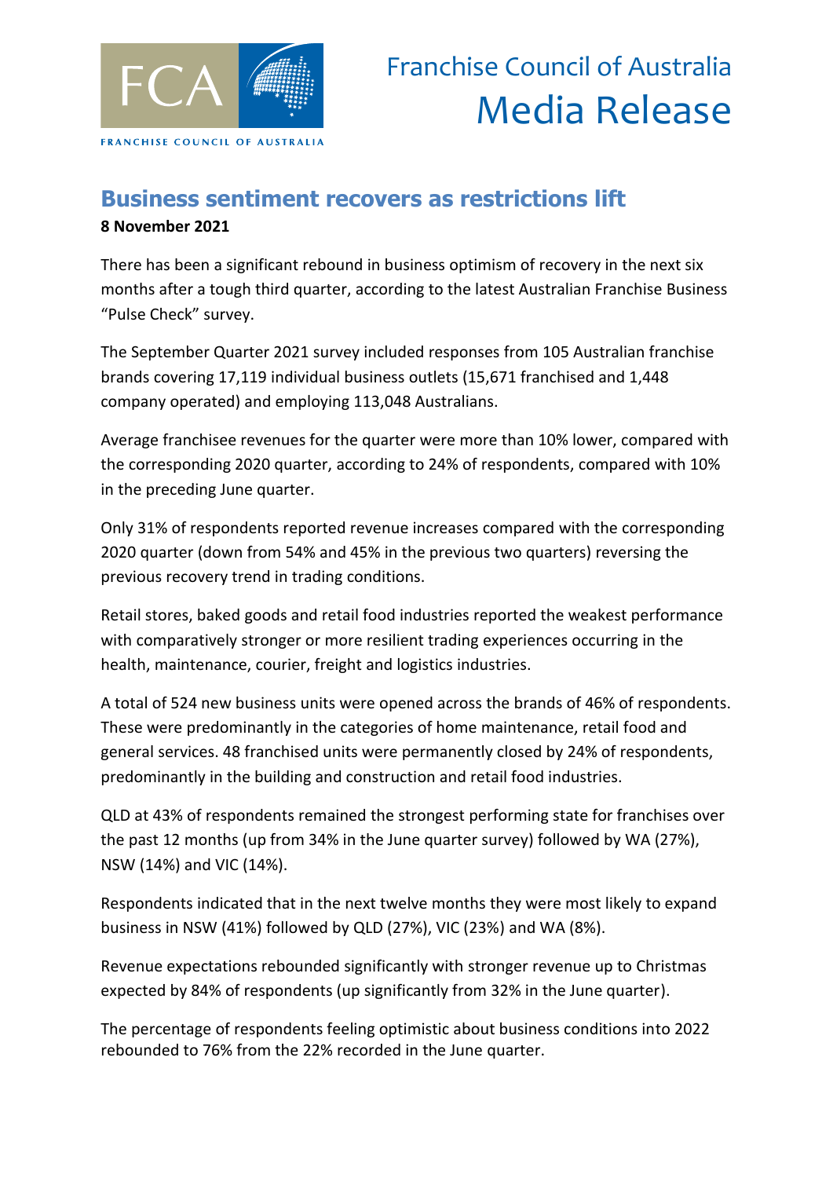FCA

FRANCHISE COUNCIL OF AUSTRALIA

Franchise Council of Australia
Media Release

# Business sentiment recovers as restrictions lift

**8 November 2021**

There has been a significant rebound in business optimism of recovery in the next six months after a tough third quarter, according to the latest Australian Franchise Business "Pulse Check" survey.

The September Quarter 2021 survey included responses from 105 Australian franchise brands covering 17,119 individual business outlets (15,671 franchised and 1,448 company operated) and employing 113,048 Australians.

Average franchisee revenues for the quarter were more than 10% lower, compared with the corresponding 2020 quarter, according to 24% of respondents, compared with 10% in the preceding June quarter.

Only 31% of respondents reported revenue increases compared with the corresponding 2020 quarter (down from 54% and 45% in the previous two quarters) reversing the previous recovery trend in trading conditions.

Retail stores, baked goods and retail food industries reported the weakest performance with comparatively stronger or more resilient trading experiences occurring in the health, maintenance, courier, freight and logistics industries.

A total of 524 new business units were opened across the brands of 46% of respondents. These were predominantly in the categories of home maintenance, retail food and general services. 48 franchised units were permanently closed by 24% of respondents, predominantly in the building and construction and retail food industries.

QLD at 43% of respondents remained the strongest performing state for franchises over the past 12 months (up from 34% in the June quarter survey) followed by WA (27%), NSW (14%) and VIC (14%).

Respondents indicated that in the next twelve months they were most likely to expand business in NSW (41%) followed by QLD (27%), VIC (23%) and WA (8%).

Revenue expectations rebounded significantly with stronger revenue up to Christmas expected by 84% of respondents (up significantly from 32% in the June quarter).

The percentage of respondents feeling optimistic about business conditions into 2022 rebounded to 76% from the 22% recorded in the June quarter.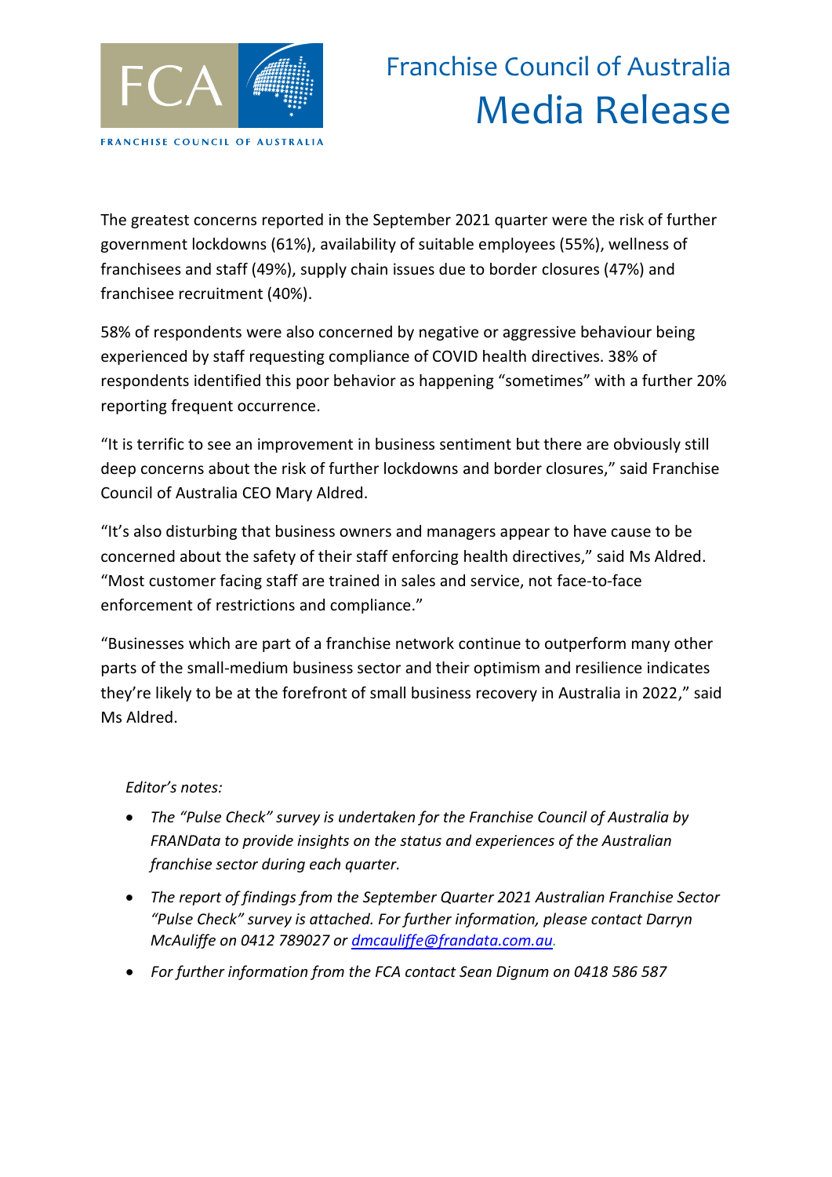The greatest concerns reported in the September 2021 quarter were the risk of further government lockdowns (61%), availability of suitable employees (55%), wellness of franchisees and staff (49%), supply chain issues due to border closures (47%) and franchisee recruitment (40%).

58% of respondents were also concerned by negative or aggressive behaviour being experienced by staff requesting compliance of COVID health directives. 38% of respondents identified this poor behavior as happening "sometimes" with a further 20% reporting frequent occurrence.

"It is terrific to see an improvement in business sentiment but there are obviously still deep concerns about the risk of further lockdowns and border closures," said Franchise Council of Australia CEO Mary Aldred.

"It's also disturbing that business owners and managers appear to have cause to be concerned about the safety of their staff enforcing health directives," said Ms Aldred. "Most customer facing staff are trained in sales and service, not face-to-face enforcement of restrictions and compliance."

"Businesses which are part of a franchise network continue to outperform many other parts of the small-medium business sector and their optimism and resilience indicates they're likely to be at the forefront of small business recovery in Australia in 2022," said Ms Aldred.

*Editor's notes:*

- *The "Pulse Check" survey is undertaken for the Franchise Council of Australia by FRANData to provide insights on the status and experiences of the Australian franchise sector during each quarter.*
- *The report of findings from the September Quarter 2021 Australian Franchise Sector "Pulse Check" survey is attached. For further information, please contact Darryn McAuliffe on 0412 789027 or dmcauliffe@frandata.com.au.*
- *For further information from the FCA contact Sean Dignum on 0418 586 587*